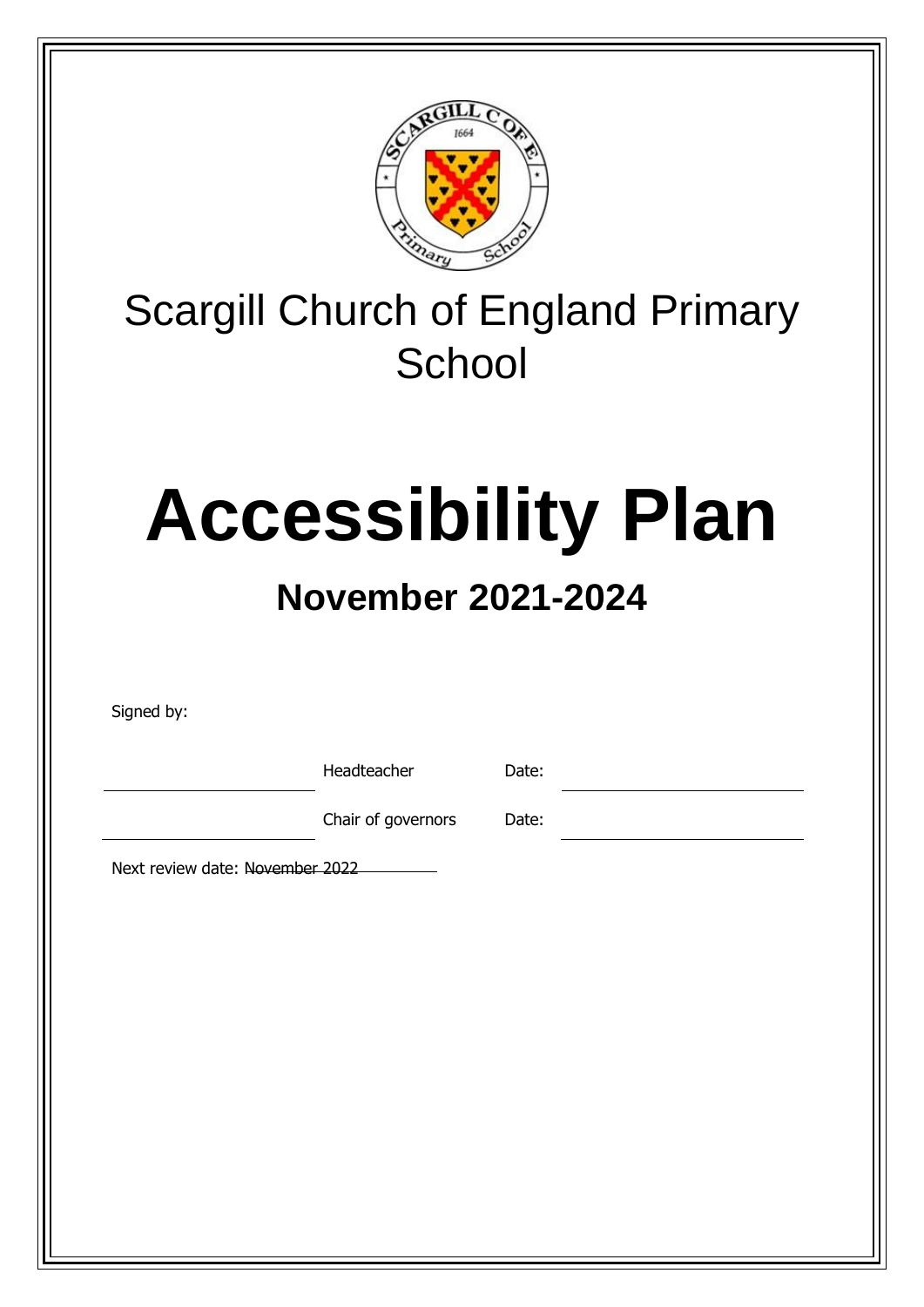# Scargill Church of England Primary School

# Accessibility Plan

## November 2021-2024

Signed by:

| | | | |
|---|---|---|---|
| \_\_\_\_\_\_\_\_\_\_\_\_\_\_\_\_\_\_\_\_ | Headteacher | Date: | \_\_\_\_\_\_\_\_\_\_\_\_\_\_\_\_\_\_\_\_ |
| \_\_\_\_\_\_\_\_\_\_\_\_\_\_\_\_\_\_\_\_ | Chair of governors | Date: | \_\_\_\_\_\_\_\_\_\_\_\_\_\_\_\_\_\_\_\_ |

Next review date: ~~November 2022~~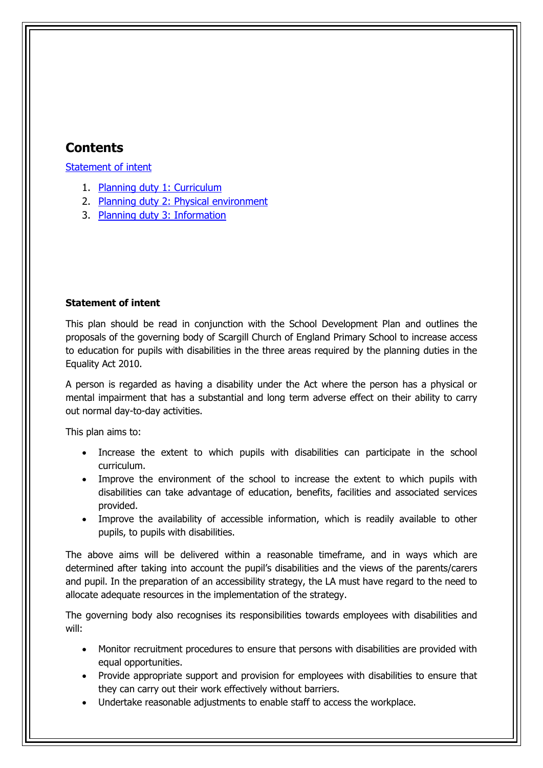## Contents

[Statement of intent](#)

1. [Planning duty 1: Curriculum](#)
2. [Planning duty 2: Physical environment](#)
3. [Planning duty 3: Information](#)

**Statement of intent**

This plan should be read in conjunction with the School Development Plan and outlines the proposals of the governing body of Scargill Church of England Primary School to increase access to education for pupils with disabilities in the three areas required by the planning duties in the Equality Act 2010.

A person is regarded as having a disability under the Act where the person has a physical or mental impairment that has a substantial and long term adverse effect on their ability to carry out normal day-to-day activities.

This plan aims to:

- Increase the extent to which pupils with disabilities can participate in the school curriculum.
- Improve the environment of the school to increase the extent to which pupils with disabilities can take advantage of education, benefits, facilities and associated services provided.
- Improve the availability of accessible information, which is readily available to other pupils, to pupils with disabilities.

The above aims will be delivered within a reasonable timeframe, and in ways which are determined after taking into account the pupil's disabilities and the views of the parents/carers and pupil. In the preparation of an accessibility strategy, the LA must have regard to the need to allocate adequate resources in the implementation of the strategy.

The governing body also recognises its responsibilities towards employees with disabilities and will:

- Monitor recruitment procedures to ensure that persons with disabilities are provided with equal opportunities.
- Provide appropriate support and provision for employees with disabilities to ensure that they can carry out their work effectively without barriers.
- Undertake reasonable adjustments to enable staff to access the workplace.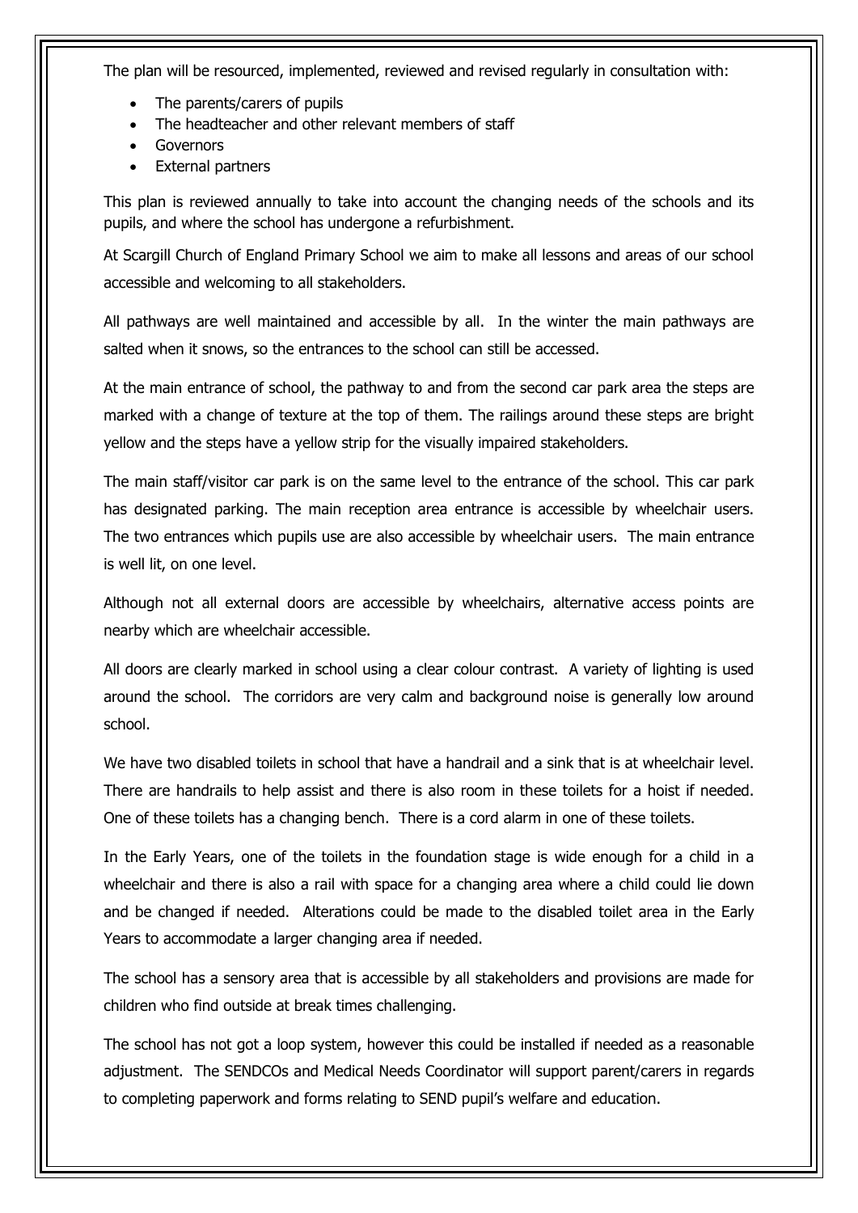The plan will be resourced, implemented, reviewed and revised regularly in consultation with:

- The parents/carers of pupils
- The headteacher and other relevant members of staff
- Governors
- External partners

This plan is reviewed annually to take into account the changing needs of the schools and its pupils, and where the school has undergone a refurbishment.

At Scargill Church of England Primary School we aim to make all lessons and areas of our school accessible and welcoming to all stakeholders.

All pathways are well maintained and accessible by all. In the winter the main pathways are salted when it snows, so the entrances to the school can still be accessed.

At the main entrance of school, the pathway to and from the second car park area the steps are marked with a change of texture at the top of them. The railings around these steps are bright yellow and the steps have a yellow strip for the visually impaired stakeholders.

The main staff/visitor car park is on the same level to the entrance of the school. This car park has designated parking. The main reception area entrance is accessible by wheelchair users. The two entrances which pupils use are also accessible by wheelchair users. The main entrance is well lit, on one level.

Although not all external doors are accessible by wheelchairs, alternative access points are nearby which are wheelchair accessible.

All doors are clearly marked in school using a clear colour contrast. A variety of lighting is used around the school. The corridors are very calm and background noise is generally low around school.

We have two disabled toilets in school that have a handrail and a sink that is at wheelchair level. There are handrails to help assist and there is also room in these toilets for a hoist if needed. One of these toilets has a changing bench. There is a cord alarm in one of these toilets.

In the Early Years, one of the toilets in the foundation stage is wide enough for a child in a wheelchair and there is also a rail with space for a changing area where a child could lie down and be changed if needed. Alterations could be made to the disabled toilet area in the Early Years to accommodate a larger changing area if needed.

The school has a sensory area that is accessible by all stakeholders and provisions are made for children who find outside at break times challenging.

The school has not got a loop system, however this could be installed if needed as a reasonable adjustment. The SENDCOs and Medical Needs Coordinator will support parent/carers in regards to completing paperwork and forms relating to SEND pupil's welfare and education.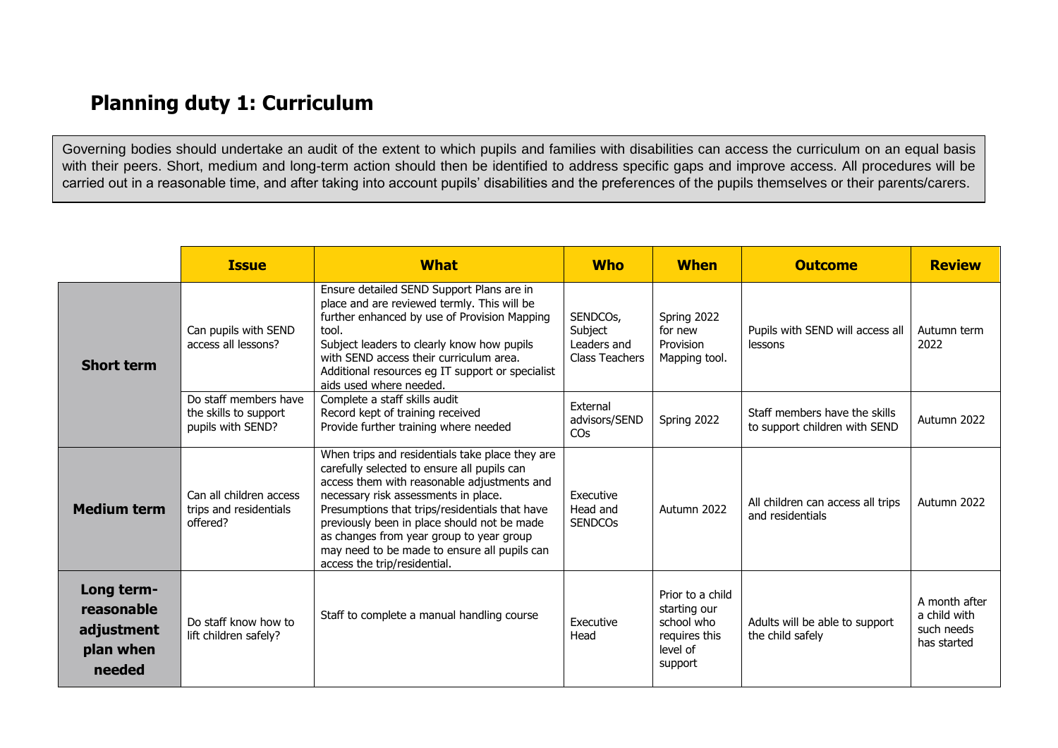## Planning duty 1: Curriculum

Governing bodies should undertake an audit of the extent to which pupils and families with disabilities can access the curriculum on an equal basis with their peers. Short, medium and long-term action should then be identified to address specific gaps and improve access. All procedures will be carried out in a reasonable time, and after taking into account pupils' disabilities and the preferences of the pupils themselves or their parents/carers.

| | Issue | What | Who | When | Outcome | Review |
|---|---|---|---|---|---|---|
| **Short term** | Can pupils with SEND access all lessons? | Ensure detailed SEND Support Plans are in place and are reviewed termly. This will be further enhanced by use of Provision Mapping tool.<br>Subject leaders to clearly know how pupils with SEND access their curriculum area.<br>Additional resources eg IT support or specialist aids used where needed. | SENDCOs, Subject Leaders and Class Teachers | Spring 2022 for new Provision Mapping tool. | Pupils with SEND will access all lessons | Autumn term 2022 |
| | Do staff members have the skills to support pupils with SEND? | Complete a staff skills audit<br>Record kept of training received<br>Provide further training where needed | External advisors/SEND COs | Spring 2022 | Staff members have the skills to support children with SEND | Autumn 2022 |
| **Medium term** | Can all children access trips and residentials offered? | When trips and residentials take place they are carefully selected to ensure all pupils can access them with reasonable adjustments and necessary risk assessments in place.<br>Presumptions that trips/residentials that have previously been in place should not be made as changes from year group to year group may need to be made to ensure all pupils can access the trip/residential. | Executive Head and SENDCOs | Autumn 2022 | All children can access all trips and residentials | Autumn 2022 |
| **Long term-reasonable adjustment plan when needed** | Do staff know how to lift children safely? | Staff to complete a manual handling course | Executive Head | Prior to a child starting our school who requires this level of support | Adults will be able to support the child safely | A month after a child with such needs has started |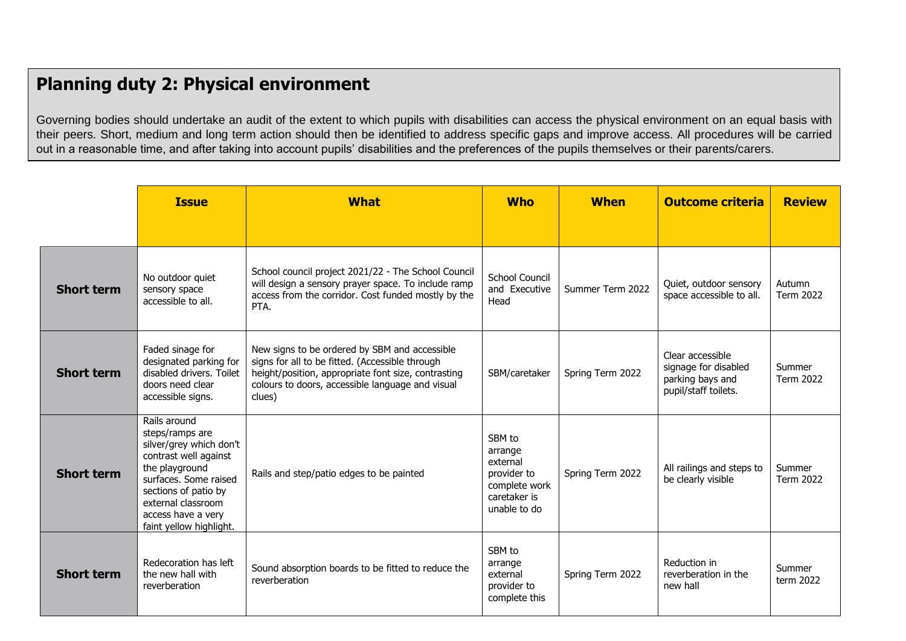## Planning duty 2: Physical environment

Governing bodies should undertake an audit of the extent to which pupils with disabilities can access the physical environment on an equal basis with their peers. Short, medium and long term action should then be identified to address specific gaps and improve access. All procedures will be carried out in a reasonable time, and after taking into account pupils' disabilities and the preferences of the pupils themselves or their parents/carers.

| | Issue | What | Who | When | Outcome criteria | Review |
|---|---|---|---|---|---|---|
| **Short term** | No outdoor quiet sensory space accessible to all. | School council project 2021/22 - The School Council will design a sensory prayer space. To include ramp access from the corridor. Cost funded mostly by the PTA. | School Council and Executive Head | Summer Term 2022 | Quiet, outdoor sensory space accessible to all. | Autumn Term 2022 |
| **Short term** | Faded sinage for designated parking for disabled drivers. Toilet doors need clear accessible signs. | New signs to be ordered by SBM and accessible signs for all to be fitted. (Accessible through height/position, appropriate font size, contrasting colours to doors, accessible language and visual clues) | SBM/caretaker | Spring Term 2022 | Clear accessible signage for disabled parking bays and pupil/staff toilets. | Summer Term 2022 |
| **Short term** | Rails around steps/ramps are silver/grey which don't contrast well against the playground surfaces. Some raised sections of patio by external classroom access have a very faint yellow highlight. | Rails and step/patio edges to be painted | SBM to arrange external provider to complete work caretaker is unable to do | Spring Term 2022 | All railings and steps to be clearly visible | Summer Term 2022 |
| **Short term** | Redecoration has left the new hall with reverberation | Sound absorption boards to be fitted to reduce the reverberation | SBM to arrange external provider to complete this | Spring Term 2022 | Reduction in reverberation in the new hall | Summer term 2022 |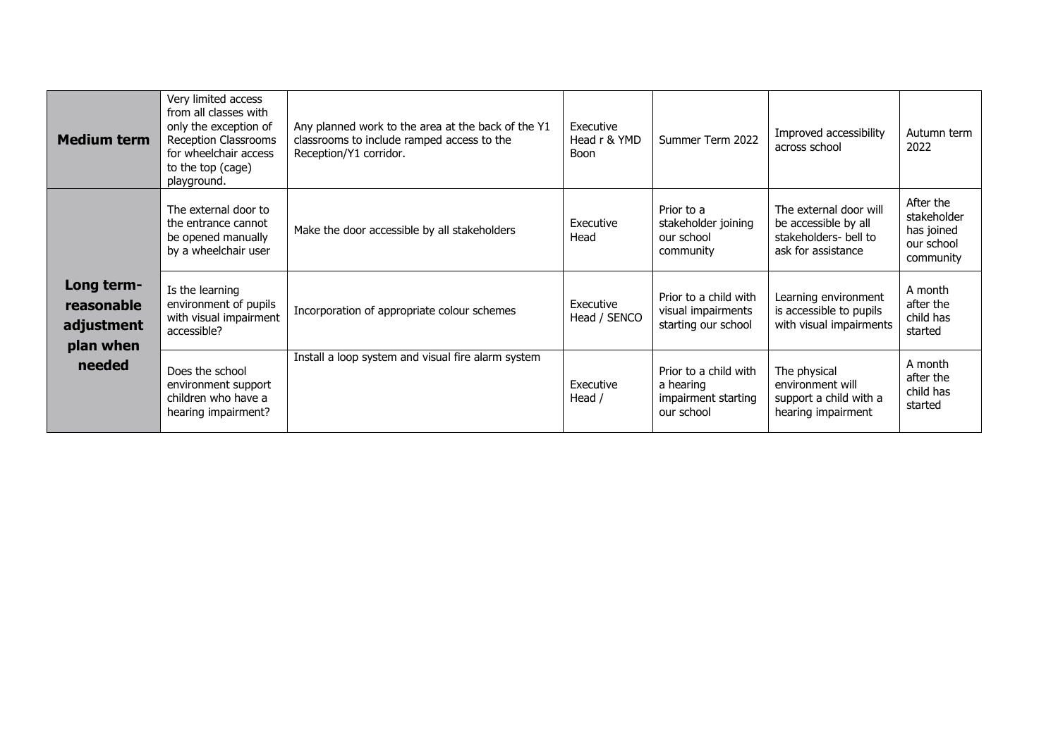| | | | | | | |
|---|---|---|---|---|---|---|
| **Medium term** | Very limited access from all classes with only the exception of Reception Classrooms for wheelchair access to the top (cage) playground. | Any planned work to the area at the back of the Y1 classrooms to include ramped access to the Reception/Y1 corridor. | Executive Head r & YMD Boon | Summer Term 2022 | Improved accessibility across school | Autumn term 2022 |
| **Long term- reasonable adjustment plan when needed** | The external door to the entrance cannot be opened manually by a wheelchair user | Make the door accessible by all stakeholders | Executive Head | Prior to a stakeholder joining our school community | The external door will be accessible by all stakeholders- bell to ask for assistance | After the stakeholder has joined our school community |
| | Is the learning environment of pupils with visual impairment accessible? | Incorporation of appropriate colour schemes | Executive Head / SENCO | Prior to a child with visual impairments starting our school | Learning environment is accessible to pupils with visual impairments | A month after the child has started |
| | Does the school environment support children who have a hearing impairment? | Install a loop system and visual fire alarm system | Executive Head / | Prior to a child with a hearing impairment starting our school | The physical environment will support a child with a hearing impairment | A month after the child has started |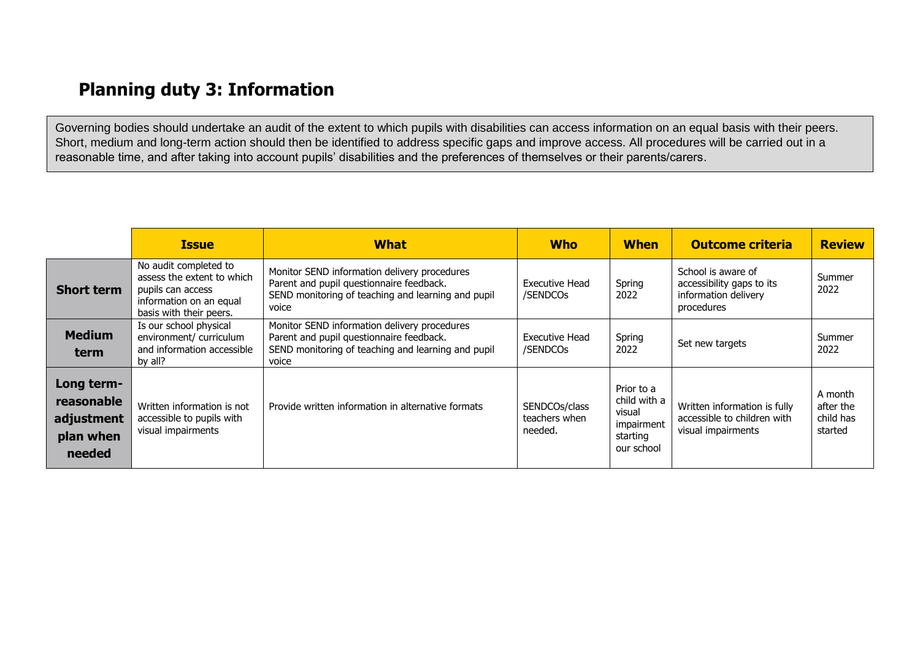## Planning duty 3: Information

Governing bodies should undertake an audit of the extent to which pupils with disabilities can access information on an equal basis with their peers. Short, medium and long-term action should then be identified to address specific gaps and improve access. All procedures will be carried out in a reasonable time, and after taking into account pupils' disabilities and the preferences of themselves or their parents/carers.

| | Issue | What | Who | When | Outcome criteria | Review |
|---|---|---|---|---|---|---|
| **Short term** | No audit completed to assess the extent to which pupils can access information on an equal basis with their peers. | Monitor SEND information delivery procedures<br>Parent and pupil questionnaire feedback.<br>SEND monitoring of teaching and learning and pupil voice | Executive Head /SENDCOs | Spring 2022 | School is aware of accessibility gaps to its information delivery procedures | Summer 2022 |
| **Medium term** | Is our school physical environment/ curriculum and information accessible by all? | Monitor SEND information delivery procedures<br>Parent and pupil questionnaire feedback.<br>SEND monitoring of teaching and learning and pupil voice | Executive Head /SENDCOs | Spring 2022 | Set new targets | Summer 2022 |
| **Long term- reasonable adjustment plan when needed** | Written information is not accessible to pupils with visual impairments | Provide written information in alternative formats | SENDCOs/class teachers when needed. | Prior to a child with a visual impairment starting our school | Written information is fully accessible to children with visual impairments | A month after the child has started |